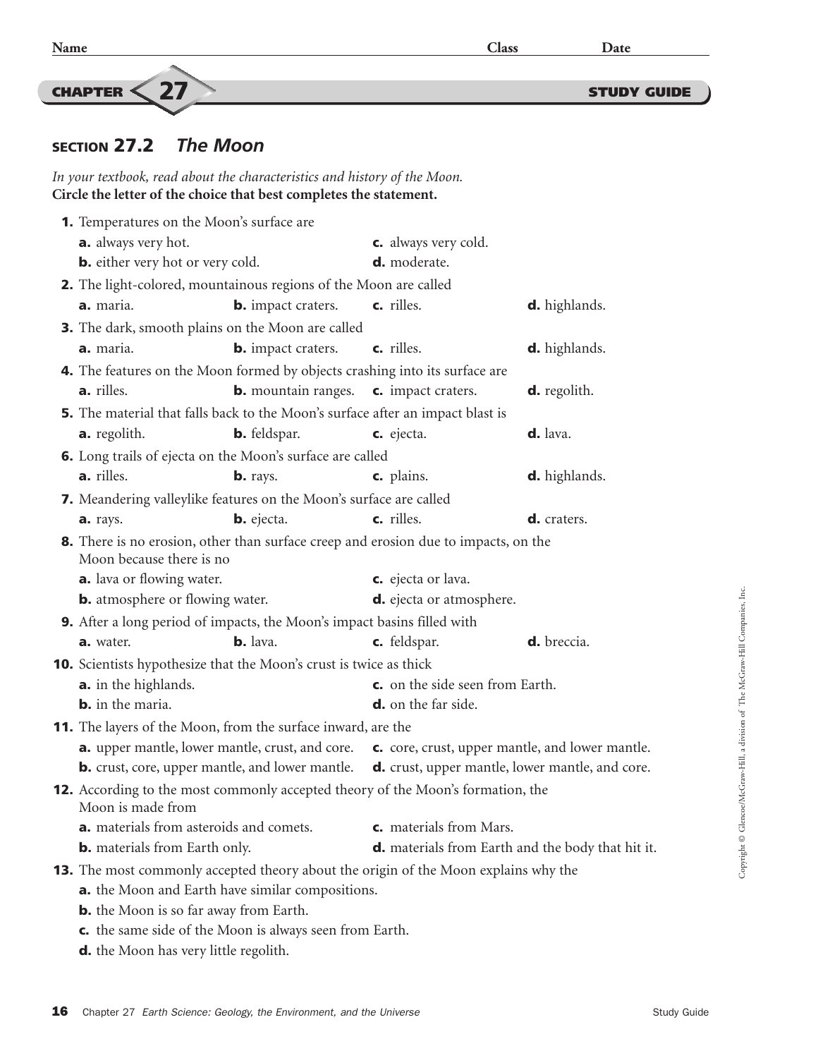Name Class Date

**CHAPTER 27** **STUDY GUIDE**

## SECTION 27.2 *The Moon*

*In your textbook, read about the characteristics and history of the Moon.*
**Circle the letter of the choice that best completes the statement.**

**1.** Temperatures on the Moon's surface are
**a.** always very hot.
**b.** either very hot or very cold.
**c.** always very cold.
**d.** moderate.

**2.** The light-colored, mountainous regions of the Moon are called
**a.** maria. **b.** impact craters. **c.** rilles. **d.** highlands.

**3.** The dark, smooth plains on the Moon are called
**a.** maria. **b.** impact craters. **c.** rilles. **d.** highlands.

**4.** The features on the Moon formed by objects crashing into its surface are
**a.** rilles. **b.** mountain ranges. **c.** impact craters. **d.** regolith.

**5.** The material that falls back to the Moon's surface after an impact blast is
**a.** regolith. **b.** feldspar. **c.** ejecta. **d.** lava.

**6.** Long trails of ejecta on the Moon's surface are called
**a.** rilles. **b.** rays. **c.** plains. **d.** highlands.

**7.** Meandering valleylike features on the Moon's surface are called
**a.** rays. **b.** ejecta. **c.** rilles. **d.** craters.

**8.** There is no erosion, other than surface creep and erosion due to impacts, on the Moon because there is no
**a.** lava or flowing water.
**b.** atmosphere or flowing water.
**c.** ejecta or lava.
**d.** ejecta or atmosphere.

**9.** After a long period of impacts, the Moon's impact basins filled with
**a.** water. **b.** lava. **c.** feldspar. **d.** breccia.

**10.** Scientists hypothesize that the Moon's crust is twice as thick
**a.** in the highlands.
**b.** in the maria.
**c.** on the side seen from Earth.
**d.** on the far side.

**11.** The layers of the Moon, from the surface inward, are the
**a.** upper mantle, lower mantle, crust, and core.
**b.** crust, core, upper mantle, and lower mantle.
**c.** core, crust, upper mantle, and lower mantle.
**d.** crust, upper mantle, lower mantle, and core.

**12.** According to the most commonly accepted theory of the Moon's formation, the Moon is made from
**a.** materials from asteroids and comets.
**b.** materials from Earth only.
**c.** materials from Mars.
**d.** materials from Earth and the body that hit it.

**13.** The most commonly accepted theory about the origin of the Moon explains why the
**a.** the Moon and Earth have similar compositions.
**b.** the Moon is so far away from Earth.
**c.** the same side of the Moon is always seen from Earth.
**d.** the Moon has very little regolith.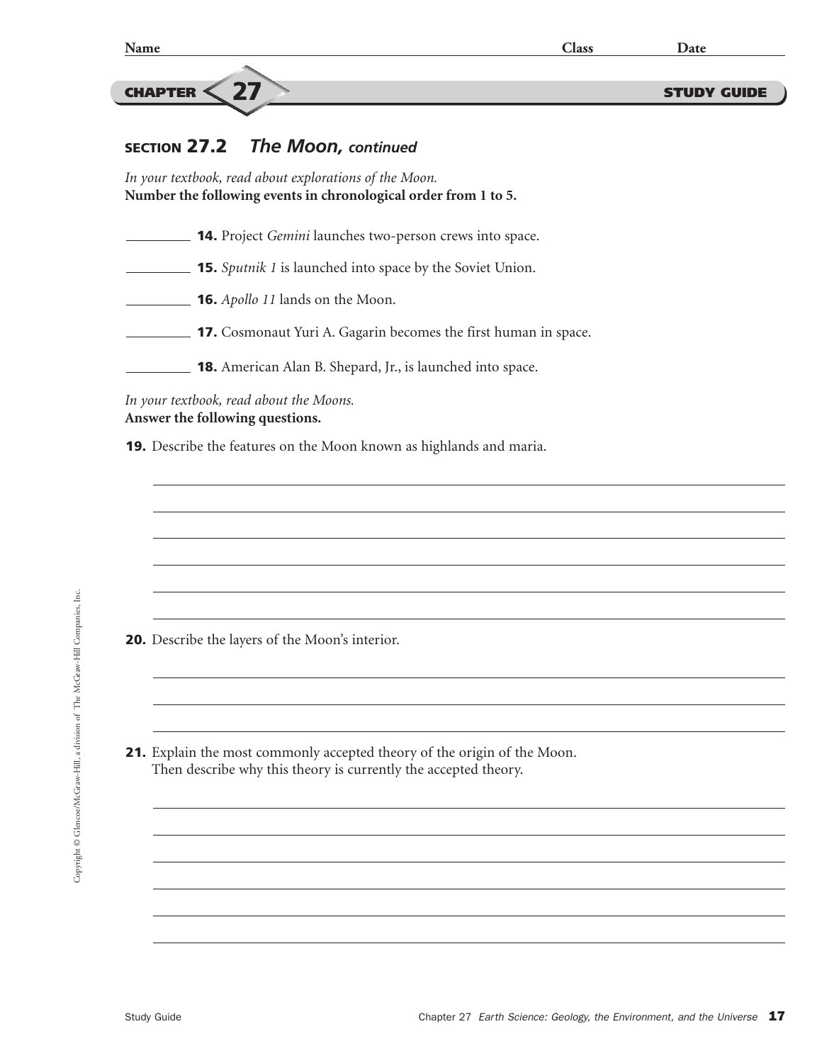Name Class Date

## CHAPTER 27 STUDY GUIDE

### SECTION 27.2 *The Moon, continued*

*In your textbook, read about explorations of the Moon.*
**Number the following events in chronological order from 1 to 5.**

_________ **14.** Project *Gemini* launches two-person crews into space.

_________ **15.** *Sputnik 1* is launched into space by the Soviet Union.

_________ **16.** *Apollo 11* lands on the Moon.

_________ **17.** Cosmonaut Yuri A. Gagarin becomes the first human in space.

_________ **18.** American Alan B. Shepard, Jr., is launched into space.

*In your textbook, read about the Moons.*
**Answer the following questions.**

**19.** Describe the features on the Moon known as highlands and maria.

______________________________________________________________________

______________________________________________________________________

______________________________________________________________________

______________________________________________________________________

______________________________________________________________________

______________________________________________________________________

**20.** Describe the layers of the Moon's interior.

______________________________________________________________________

______________________________________________________________________

______________________________________________________________________

**21.** Explain the most commonly accepted theory of the origin of the Moon. Then describe why this theory is currently the accepted theory.

______________________________________________________________________

______________________________________________________________________

______________________________________________________________________

______________________________________________________________________

______________________________________________________________________

______________________________________________________________________